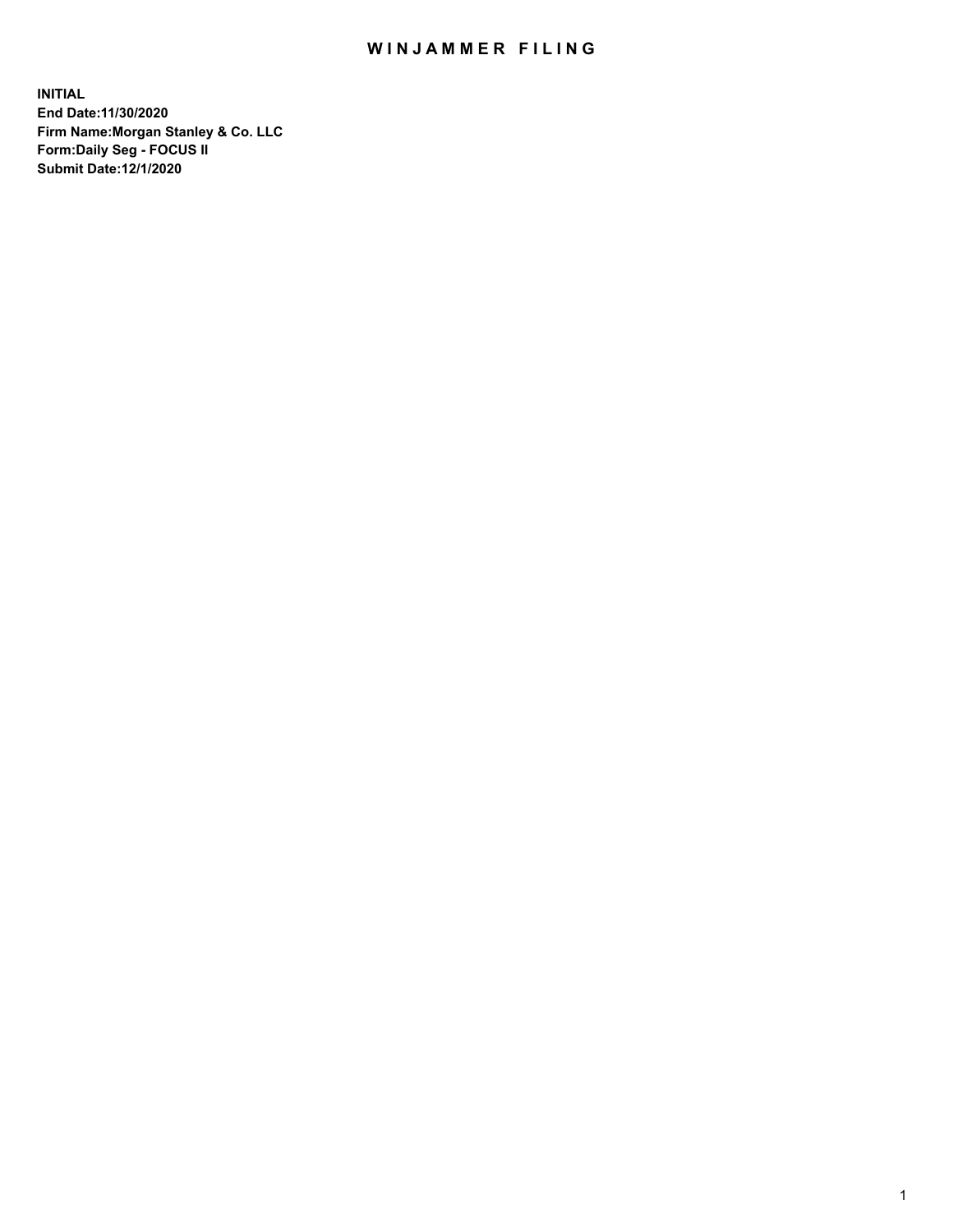# WINJAMMER FILING

**INITIAL**
**End Date:11/30/2020**
**Firm Name:Morgan Stanley & Co. LLC**
**Form:Daily Seg - FOCUS II**
**Submit Date:12/1/2020**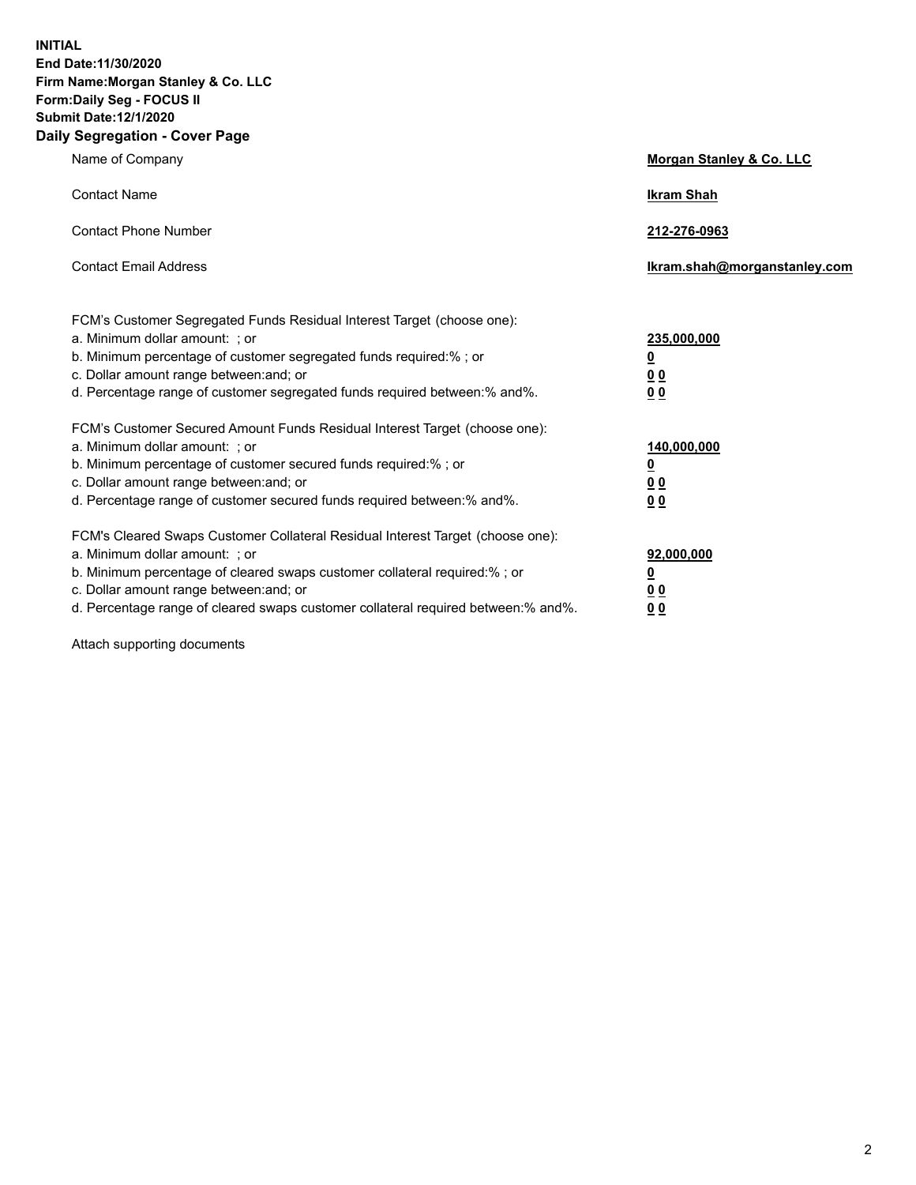**INITIAL**
**End Date:11/30/2020**
**Firm Name:Morgan Stanley & Co. LLC**
**Form:Daily Seg - FOCUS II**
**Submit Date:12/1/2020**

## Daily Segregation - Cover Page

| | |
|---|---|
| Name of Company | **Morgan Stanley & Co. LLC** |
| Contact Name | **Ikram Shah** |
| Contact Phone Number | **212-276-0963** |
| Contact Email Address | **Ikram.shah@morganstanley.com** |

| | |
|---|---|
| FCM's Customer Segregated Funds Residual Interest Target (choose one): | |
| a. Minimum dollar amount: ; or | **235,000,000** |
| b. Minimum percentage of customer segregated funds required:% ; or | **0** |
| c. Dollar amount range between:and; or | **0 0** |
| d. Percentage range of customer segregated funds required between:% and%. | **0 0** |
| FCM's Customer Secured Amount Funds Residual Interest Target (choose one): | |
| a. Minimum dollar amount: ; or | **140,000,000** |
| b. Minimum percentage of customer secured funds required:% ; or | **0** |
| c. Dollar amount range between:and; or | **0 0** |
| d. Percentage range of customer secured funds required between:% and%. | **0 0** |
| FCM's Cleared Swaps Customer Collateral Residual Interest Target (choose one): | |
| a. Minimum dollar amount: ; or | **92,000,000** |
| b. Minimum percentage of cleared swaps customer collateral required:% ; or | **0** |
| c. Dollar amount range between:and; or | **0 0** |
| d. Percentage range of cleared swaps customer collateral required between:% and%. | **0 0** |

Attach supporting documents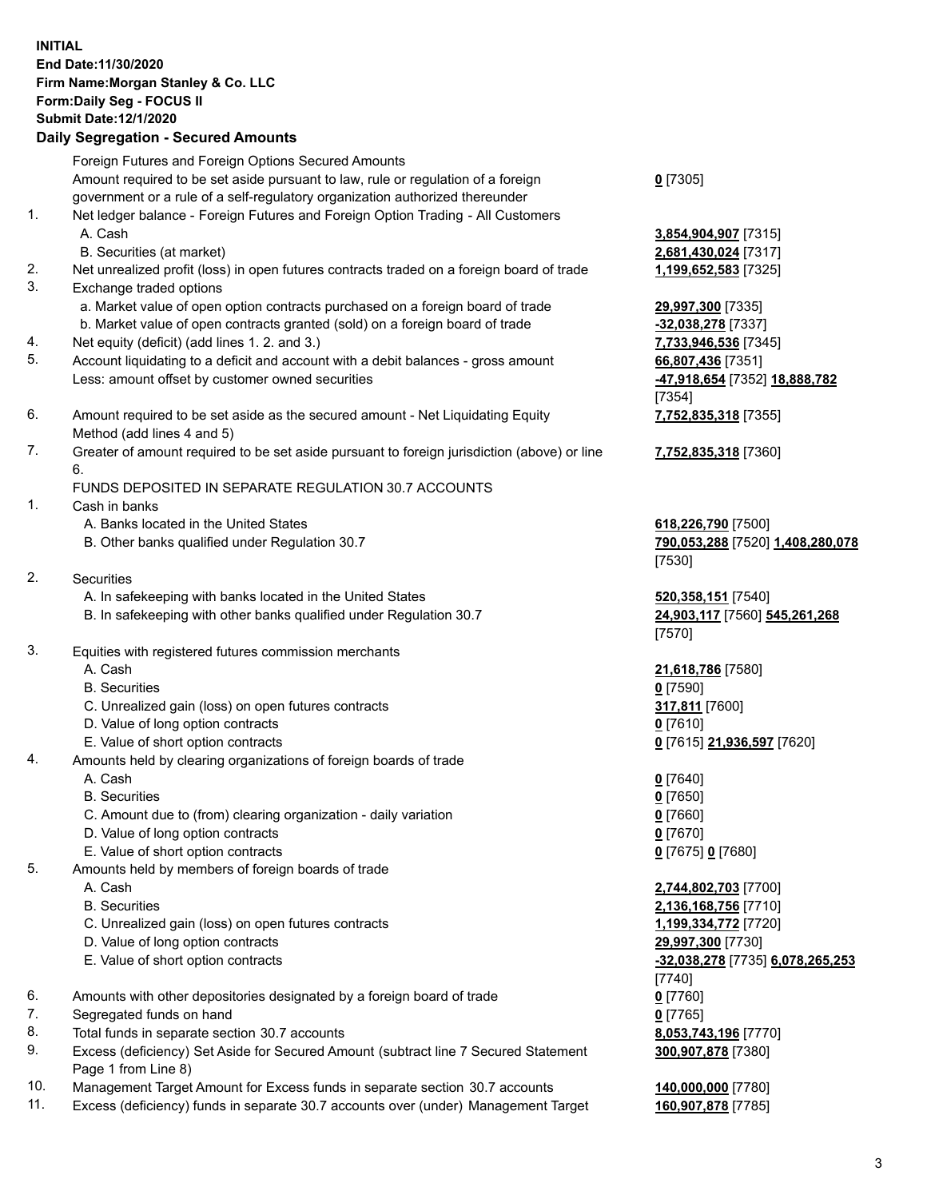**INITIAL**
**End Date:11/30/2020**
**Firm Name:Morgan Stanley & Co. LLC**
**Form:Daily Seg - FOCUS II**
**Submit Date:12/1/2020**

### Daily Segregation - Secured Amounts

| | | |
|---|---|---|
| | Foreign Futures and Foreign Options Secured Amounts | |
| | Amount required to be set aside pursuant to law, rule or regulation of a foreign government or a rule of a self-regulatory organization authorized thereunder | **0** [7305] |
| 1. | Net ledger balance - Foreign Futures and Foreign Option Trading - All Customers | |
| | A. Cash | **3,854,904,907** [7315] |
| | B. Securities (at market) | **2,681,430,024** [7317] |
| 2. | Net unrealized profit (loss) in open futures contracts traded on a foreign board of trade | **1,199,652,583** [7325] |
| 3. | Exchange traded options | |
| | a. Market value of open option contracts purchased on a foreign board of trade | **29,997,300** [7335] |
| | b. Market value of open contracts granted (sold) on a foreign board of trade | **-32,038,278** [7337] |
| 4. | Net equity (deficit) (add lines 1. 2. and 3.) | **7,733,946,536** [7345] |
| 5. | Account liquidating to a deficit and account with a debit balances - gross amount | **66,807,436** [7351] |
| | Less: amount offset by customer owned securities | **-47,918,654** [7352] **18,888,782** [7354] |
| 6. | Amount required to be set aside as the secured amount - Net Liquidating Equity Method (add lines 4 and 5) | **7,752,835,318** [7355] |
| 7. | Greater of amount required to be set aside pursuant to foreign jurisdiction (above) or line 6. | **7,752,835,318** [7360] |
| | FUNDS DEPOSITED IN SEPARATE REGULATION 30.7 ACCOUNTS | |
| 1. | Cash in banks | |
| | A. Banks located in the United States | **618,226,790** [7500] |
| | B. Other banks qualified under Regulation 30.7 | **790,053,288** [7520] **1,408,280,078** [7530] |
| 2. | Securities | |
| | A. In safekeeping with banks located in the United States | **520,358,151** [7540] |
| | B. In safekeeping with other banks qualified under Regulation 30.7 | **24,903,117** [7560] **545,261,268** [7570] |
| 3. | Equities with registered futures commission merchants | |
| | A. Cash | **21,618,786** [7580] |
| | B. Securities | **0** [7590] |
| | C. Unrealized gain (loss) on open futures contracts | **317,811** [7600] |
| | D. Value of long option contracts | **0** [7610] |
| | E. Value of short option contracts | **0** [7615] **21,936,597** [7620] |
| 4. | Amounts held by clearing organizations of foreign boards of trade | |
| | A. Cash | **0** [7640] |
| | B. Securities | **0** [7650] |
| | C. Amount due to (from) clearing organization - daily variation | **0** [7660] |
| | D. Value of long option contracts | **0** [7670] |
| | E. Value of short option contracts | **0** [7675] **0** [7680] |
| 5. | Amounts held by members of foreign boards of trade | |
| | A. Cash | **2,744,802,703** [7700] |
| | B. Securities | **2,136,168,756** [7710] |
| | C. Unrealized gain (loss) on open futures contracts | **1,199,334,772** [7720] |
| | D. Value of long option contracts | **29,997,300** [7730] |
| | E. Value of short option contracts | **-32,038,278** [7735] **6,078,265,253** [7740] |
| 6. | Amounts with other depositories designated by a foreign board of trade | **0** [7760] |
| 7. | Segregated funds on hand | **0** [7765] |
| 8. | Total funds in separate section 30.7 accounts | **8,053,743,196** [7770] |
| 9. | Excess (deficiency) Set Aside for Secured Amount (subtract line 7 Secured Statement Page 1 from Line 8) | **300,907,878** [7380] |
| 10. | Management Target Amount for Excess funds in separate section 30.7 accounts | **140,000,000** [7780] |
| 11. | Excess (deficiency) funds in separate 30.7 accounts over (under) Management Target | **160,907,878** [7785] |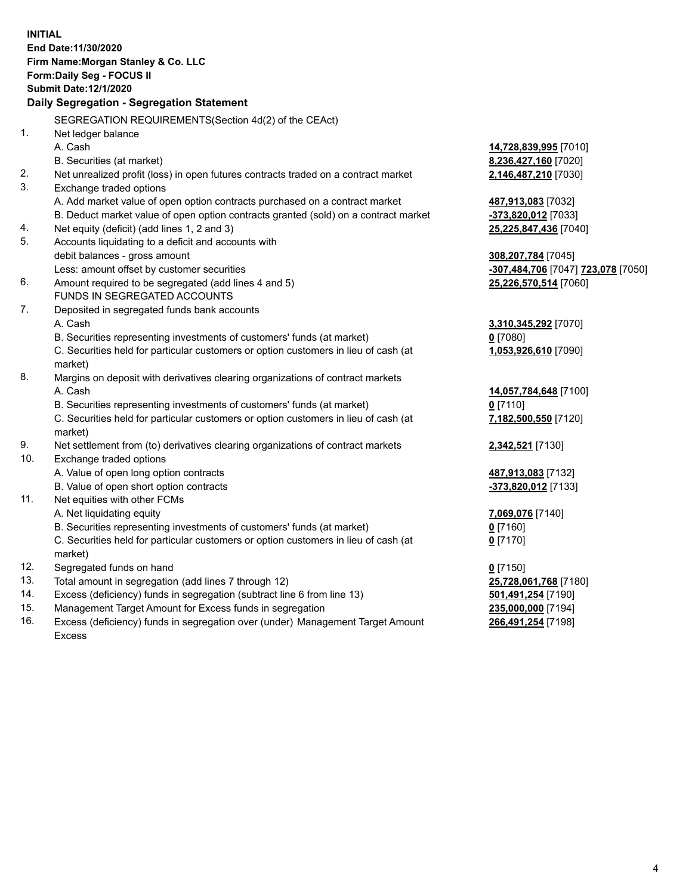**INITIAL**
**End Date:11/30/2020**
**Firm Name:Morgan Stanley & Co. LLC**
**Form:Daily Seg - FOCUS II**
**Submit Date:12/1/2020**

## Daily Segregation - Segregation Statement

| | | |
|---|---|---|
| | SEGREGATION REQUIREMENTS(Section 4d(2) of the CEAct) | |
| 1. | Net ledger balance | |
| | A. Cash | **14,728,839,995** [7010] |
| | B. Securities (at market) | **8,236,427,160** [7020] |
| 2. | Net unrealized profit (loss) in open futures contracts traded on a contract market | **2,146,487,210** [7030] |
| 3. | Exchange traded options | |
| | A. Add market value of open option contracts purchased on a contract market | **487,913,083** [7032] |
| | B. Deduct market value of open option contracts granted (sold) on a contract market | **-373,820,012** [7033] |
| 4. | Net equity (deficit) (add lines 1, 2 and 3) | **25,225,847,436** [7040] |
| 5. | Accounts liquidating to a deficit and accounts with | |
| | debit balances - gross amount | **308,207,784** [7045] |
| | Less: amount offset by customer securities | **-307,484,706** [7047] **723,078** [7050] |
| 6. | Amount required to be segregated (add lines 4 and 5) | **25,226,570,514** [7060] |
| | FUNDS IN SEGREGATED ACCOUNTS | |
| 7. | Deposited in segregated funds bank accounts | |
| | A. Cash | **3,310,345,292** [7070] |
| | B. Securities representing investments of customers' funds (at market) | **0** [7080] |
| | C. Securities held for particular customers or option customers in lieu of cash (at market) | **1,053,926,610** [7090] |
| 8. | Margins on deposit with derivatives clearing organizations of contract markets | |
| | A. Cash | **14,057,784,648** [7100] |
| | B. Securities representing investments of customers' funds (at market) | **0** [7110] |
| | C. Securities held for particular customers or option customers in lieu of cash (at market) | **7,182,500,550** [7120] |
| 9. | Net settlement from (to) derivatives clearing organizations of contract markets | **2,342,521** [7130] |
| 10. | Exchange traded options | |
| | A. Value of open long option contracts | **487,913,083** [7132] |
| | B. Value of open short option contracts | **-373,820,012** [7133] |
| 11. | Net equities with other FCMs | |
| | A. Net liquidating equity | **7,069,076** [7140] |
| | B. Securities representing investments of customers' funds (at market) | **0** [7160] |
| | C. Securities held for particular customers or option customers in lieu of cash (at market) | **0** [7170] |
| 12. | Segregated funds on hand | **0** [7150] |
| 13. | Total amount in segregation (add lines 7 through 12) | **25,728,061,768** [7180] |
| 14. | Excess (deficiency) funds in segregation (subtract line 6 from line 13) | **501,491,254** [7190] |
| 15. | Management Target Amount for Excess funds in segregation | **235,000,000** [7194] |
| 16. | Excess (deficiency) funds in segregation over (under) Management Target Amount Excess | **266,491,254** [7198] |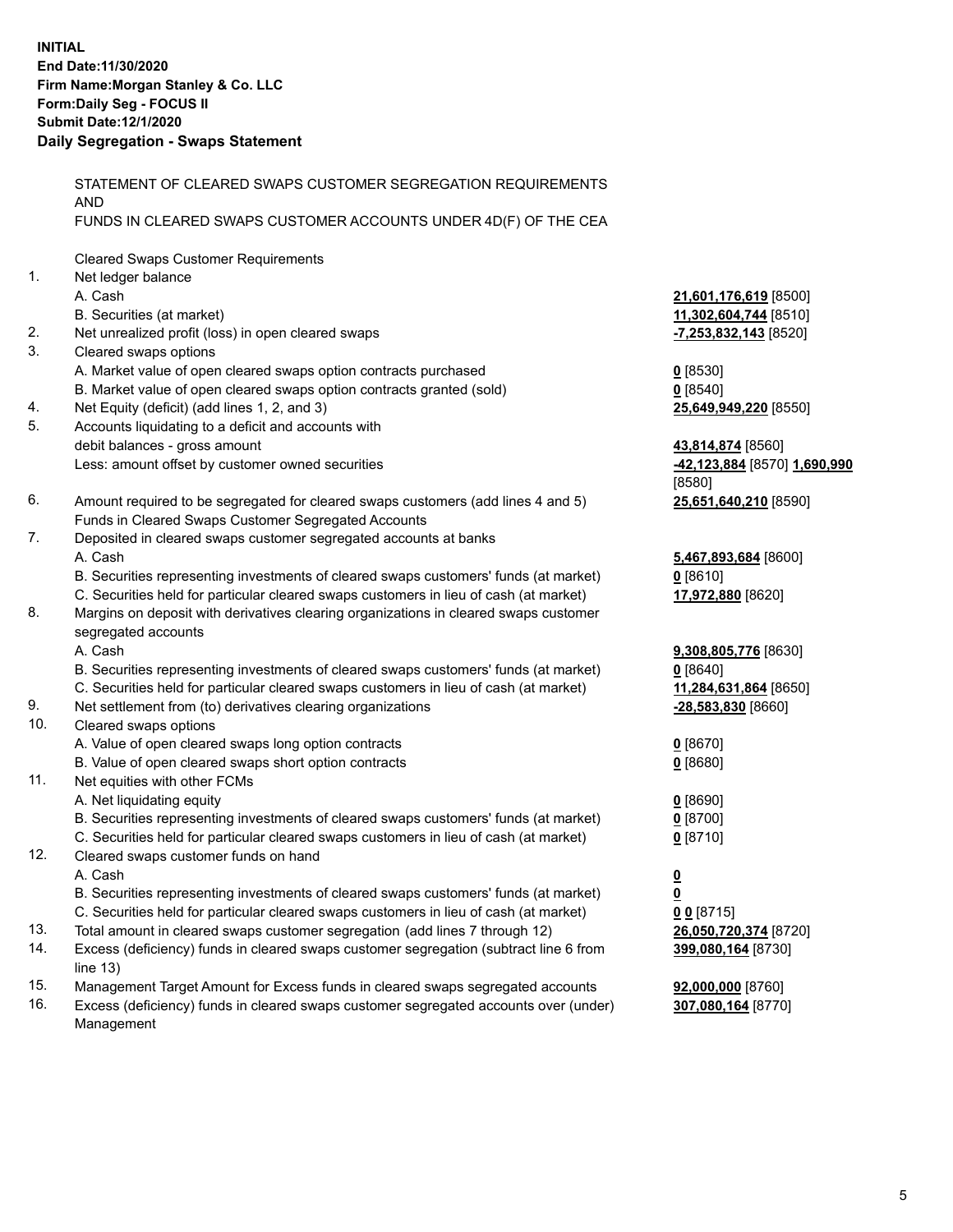**INITIAL**
**End Date:11/30/2020**
**Firm Name:Morgan Stanley & Co. LLC**
**Form:Daily Seg - FOCUS II**
**Submit Date:12/1/2020**
**Daily Segregation - Swaps Statement**

STATEMENT OF CLEARED SWAPS CUSTOMER SEGREGATION REQUIREMENTS AND FUNDS IN CLEARED SWAPS CUSTOMER ACCOUNTS UNDER 4D(F) OF THE CEA

| | | |
|---|---|---|
| | Cleared Swaps Customer Requirements | |
| 1. | Net ledger balance | |
| | A. Cash | **21,601,176,619** [8500] |
| | B. Securities (at market) | **11,302,604,744** [8510] |
| 2. | Net unrealized profit (loss) in open cleared swaps | **-7,253,832,143** [8520] |
| 3. | Cleared swaps options | |
| | A. Market value of open cleared swaps option contracts purchased | **0** [8530] |
| | B. Market value of open cleared swaps option contracts granted (sold) | **0** [8540] |
| 4. | Net Equity (deficit) (add lines 1, 2, and 3) | **25,649,949,220** [8550] |
| 5. | Accounts liquidating to a deficit and accounts with debit balances - gross amount | **43,814,874** [8560] |
| | Less: amount offset by customer owned securities | **-42,123,884** [8570] **1,690,990** [8580] |
| 6. | Amount required to be segregated for cleared swaps customers (add lines 4 and 5) | **25,651,640,210** [8590] |
| | Funds in Cleared Swaps Customer Segregated Accounts | |
| 7. | Deposited in cleared swaps customer segregated accounts at banks | |
| | A. Cash | **5,467,893,684** [8600] |
| | B. Securities representing investments of cleared swaps customers' funds (at market) | **0** [8610] |
| | C. Securities held for particular cleared swaps customers in lieu of cash (at market) | **17,972,880** [8620] |
| 8. | Margins on deposit with derivatives clearing organizations in cleared swaps customer segregated accounts | |
| | A. Cash | **9,308,805,776** [8630] |
| | B. Securities representing investments of cleared swaps customers' funds (at market) | **0** [8640] |
| | C. Securities held for particular cleared swaps customers in lieu of cash (at market) | **11,284,631,864** [8650] |
| 9. | Net settlement from (to) derivatives clearing organizations | **-28,583,830** [8660] |
| 10. | Cleared swaps options | |
| | A. Value of open cleared swaps long option contracts | **0** [8670] |
| | B. Value of open cleared swaps short option contracts | **0** [8680] |
| 11. | Net equities with other FCMs | |
| | A. Net liquidating equity | **0** [8690] |
| | B. Securities representing investments of cleared swaps customers' funds (at market) | **0** [8700] |
| | C. Securities held for particular cleared swaps customers in lieu of cash (at market) | **0** [8710] |
| 12. | Cleared swaps customer funds on hand | |
| | A. Cash | **0** |
| | B. Securities representing investments of cleared swaps customers' funds (at market) | **0** |
| | C. Securities held for particular cleared swaps customers in lieu of cash (at market) | **0** **0** [8715] |
| 13. | Total amount in cleared swaps customer segregation (add lines 7 through 12) | **26,050,720,374** [8720] |
| 14. | Excess (deficiency) funds in cleared swaps customer segregation (subtract line 6 from line 13) | **399,080,164** [8730] |
| 15. | Management Target Amount for Excess funds in cleared swaps segregated accounts | **92,000,000** [8760] |
| 16. | Excess (deficiency) funds in cleared swaps customer segregated accounts over (under) Management | **307,080,164** [8770] |